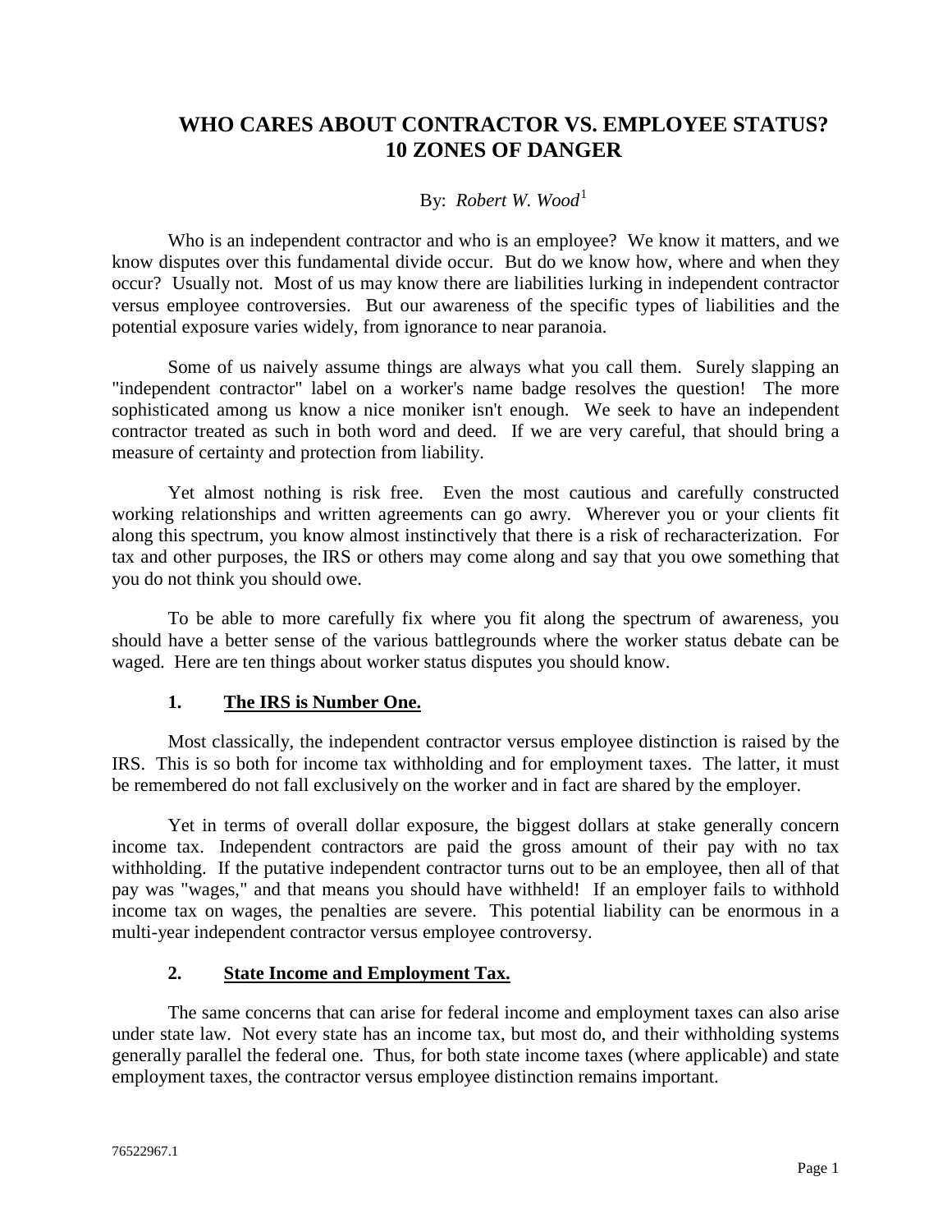# WHO CARES ABOUT CONTRACTOR VS. EMPLOYEE STATUS? 10 ZONES OF DANGER

By: *Robert W. Wood*[1]

Who is an independent contractor and who is an employee? We know it matters, and we know disputes over this fundamental divide occur. But do we know how, where and when they occur? Usually not. Most of us may know there are liabilities lurking in independent contractor versus employee controversies. But our awareness of the specific types of liabilities and the potential exposure varies widely, from ignorance to near paranoia.

Some of us naively assume things are always what you call them. Surely slapping an "independent contractor" label on a worker's name badge resolves the question! The more sophisticated among us know a nice moniker isn't enough. We seek to have an independent contractor treated as such in both word and deed. If we are very careful, that should bring a measure of certainty and protection from liability.

Yet almost nothing is risk free. Even the most cautious and carefully constructed working relationships and written agreements can go awry. Wherever you or your clients fit along this spectrum, you know almost instinctively that there is a risk of recharacterization. For tax and other purposes, the IRS or others may come along and say that you owe something that you do not think you should owe.

To be able to more carefully fix where you fit along the spectrum of awareness, you should have a better sense of the various battlegrounds where the worker status debate can be waged. Here are ten things about worker status disputes you should know.

## 1. <u>The IRS is Number One.</u>

Most classically, the independent contractor versus employee distinction is raised by the IRS. This is so both for income tax withholding and for employment taxes. The latter, it must be remembered do not fall exclusively on the worker and in fact are shared by the employer.

Yet in terms of overall dollar exposure, the biggest dollars at stake generally concern income tax. Independent contractors are paid the gross amount of their pay with no tax withholding. If the putative independent contractor turns out to be an employee, then all of that pay was "wages," and that means you should have withheld! If an employer fails to withhold income tax on wages, the penalties are severe. This potential liability can be enormous in a multi-year independent contractor versus employee controversy.

## 2. <u>State Income and Employment Tax.</u>

The same concerns that can arise for federal income and employment taxes can also arise under state law. Not every state has an income tax, but most do, and their withholding systems generally parallel the federal one. Thus, for both state income taxes (where applicable) and state employment taxes, the contractor versus employee distinction remains important.

76522967.1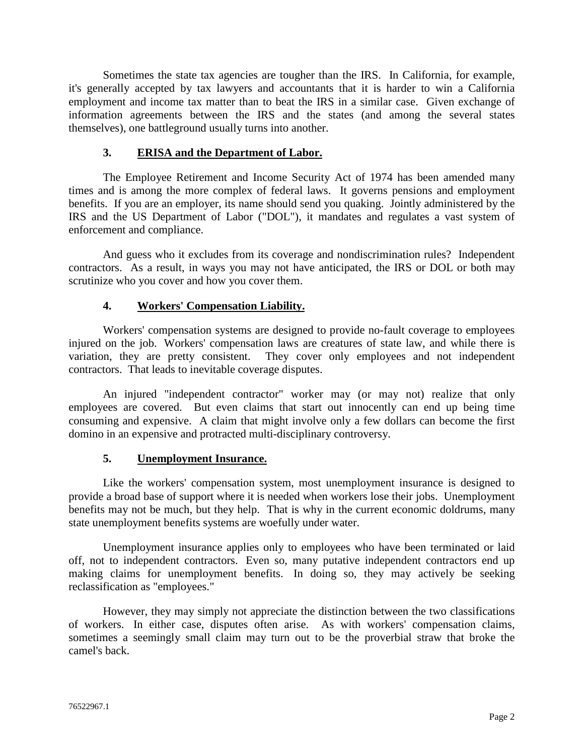Sometimes the state tax agencies are tougher than the IRS. In California, for example, it's generally accepted by tax lawyers and accountants that it is harder to win a California employment and income tax matter than to beat the IRS in a similar case. Given exchange of information agreements between the IRS and the states (and among the several states themselves), one battleground usually turns into another.

### 3. ERISA and the Department of Labor.

The Employee Retirement and Income Security Act of 1974 has been amended many times and is among the more complex of federal laws. It governs pensions and employment benefits. If you are an employer, its name should send you quaking. Jointly administered by the IRS and the US Department of Labor ("DOL"), it mandates and regulates a vast system of enforcement and compliance.

And guess who it excludes from its coverage and nondiscrimination rules? Independent contractors. As a result, in ways you may not have anticipated, the IRS or DOL or both may scrutinize who you cover and how you cover them.

### 4. Workers' Compensation Liability.

Workers' compensation systems are designed to provide no-fault coverage to employees injured on the job. Workers' compensation laws are creatures of state law, and while there is variation, they are pretty consistent. They cover only employees and not independent contractors. That leads to inevitable coverage disputes.

An injured "independent contractor" worker may (or may not) realize that only employees are covered. But even claims that start out innocently can end up being time consuming and expensive. A claim that might involve only a few dollars can become the first domino in an expensive and protracted multi-disciplinary controversy.

### 5. Unemployment Insurance.

Like the workers' compensation system, most unemployment insurance is designed to provide a broad base of support where it is needed when workers lose their jobs. Unemployment benefits may not be much, but they help. That is why in the current economic doldrums, many state unemployment benefits systems are woefully under water.

Unemployment insurance applies only to employees who have been terminated or laid off, not to independent contractors. Even so, many putative independent contractors end up making claims for unemployment benefits. In doing so, they may actively be seeking reclassification as "employees."

However, they may simply not appreciate the distinction between the two classifications of workers. In either case, disputes often arise. As with workers' compensation claims, sometimes a seemingly small claim may turn out to be the proverbial straw that broke the camel's back.

76522967.1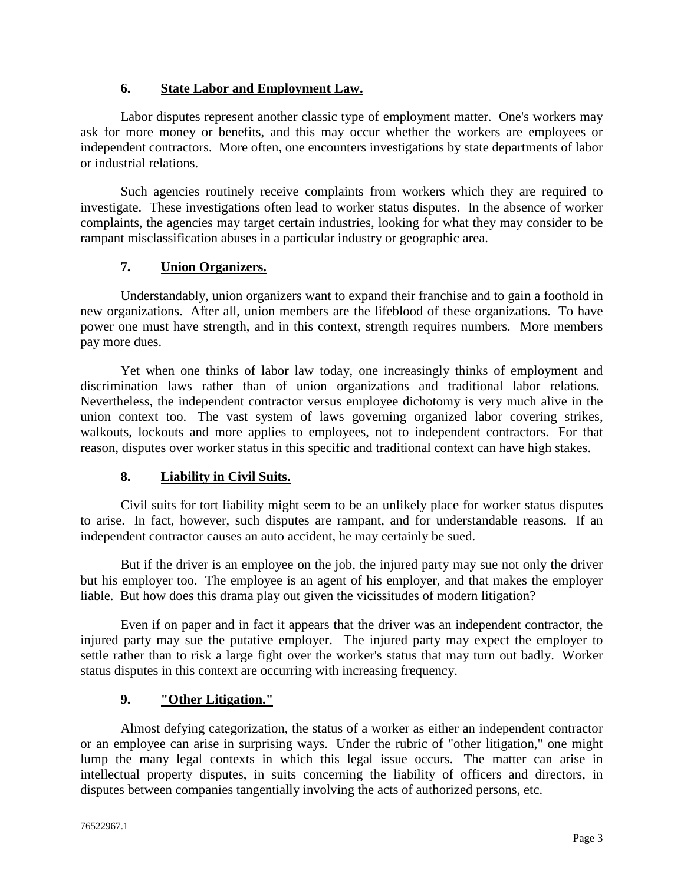### 6. State Labor and Employment Law.

Labor disputes represent another classic type of employment matter. One's workers may ask for more money or benefits, and this may occur whether the workers are employees or independent contractors. More often, one encounters investigations by state departments of labor or industrial relations.

Such agencies routinely receive complaints from workers which they are required to investigate. These investigations often lead to worker status disputes. In the absence of worker complaints, the agencies may target certain industries, looking for what they may consider to be rampant misclassification abuses in a particular industry or geographic area.

### 7. Union Organizers.

Understandably, union organizers want to expand their franchise and to gain a foothold in new organizations. After all, union members are the lifeblood of these organizations. To have power one must have strength, and in this context, strength requires numbers. More members pay more dues.

Yet when one thinks of labor law today, one increasingly thinks of employment and discrimination laws rather than of union organizations and traditional labor relations. Nevertheless, the independent contractor versus employee dichotomy is very much alive in the union context too. The vast system of laws governing organized labor covering strikes, walkouts, lockouts and more applies to employees, not to independent contractors. For that reason, disputes over worker status in this specific and traditional context can have high stakes.

### 8. Liability in Civil Suits.

Civil suits for tort liability might seem to be an unlikely place for worker status disputes to arise. In fact, however, such disputes are rampant, and for understandable reasons. If an independent contractor causes an auto accident, he may certainly be sued.

But if the driver is an employee on the job, the injured party may sue not only the driver but his employer too. The employee is an agent of his employer, and that makes the employer liable. But how does this drama play out given the vicissitudes of modern litigation?

Even if on paper and in fact it appears that the driver was an independent contractor, the injured party may sue the putative employer. The injured party may expect the employer to settle rather than to risk a large fight over the worker's status that may turn out badly. Worker status disputes in this context are occurring with increasing frequency.

### 9. "Other Litigation."

Almost defying categorization, the status of a worker as either an independent contractor or an employee can arise in surprising ways. Under the rubric of "other litigation," one might lump the many legal contexts in which this legal issue occurs. The matter can arise in intellectual property disputes, in suits concerning the liability of officers and directors, in disputes between companies tangentially involving the acts of authorized persons, etc.

76522967.1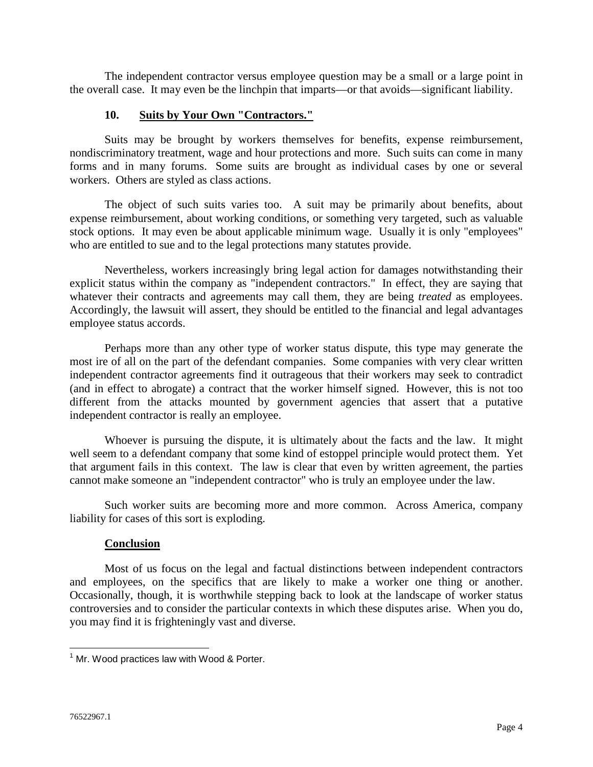The independent contractor versus employee question may be a small or a large point in the overall case. It may even be the linchpin that imparts—or that avoids—significant liability.

### 10. Suits by Your Own "Contractors."

Suits may be brought by workers themselves for benefits, expense reimbursement, nondiscriminatory treatment, wage and hour protections and more. Such suits can come in many forms and in many forums. Some suits are brought as individual cases by one or several workers. Others are styled as class actions.

The object of such suits varies too. A suit may be primarily about benefits, about expense reimbursement, about working conditions, or something very targeted, such as valuable stock options. It may even be about applicable minimum wage. Usually it is only "employees" who are entitled to sue and to the legal protections many statutes provide.

Nevertheless, workers increasingly bring legal action for damages notwithstanding their explicit status within the company as "independent contractors." In effect, they are saying that whatever their contracts and agreements may call them, they are being *treated* as employees. Accordingly, the lawsuit will assert, they should be entitled to the financial and legal advantages employee status accords.

Perhaps more than any other type of worker status dispute, this type may generate the most ire of all on the part of the defendant companies. Some companies with very clear written independent contractor agreements find it outrageous that their workers may seek to contradict (and in effect to abrogate) a contract that the worker himself signed. However, this is not too different from the attacks mounted by government agencies that assert that a putative independent contractor is really an employee.

Whoever is pursuing the dispute, it is ultimately about the facts and the law. It might well seem to a defendant company that some kind of estoppel principle would protect them. Yet that argument fails in this context. The law is clear that even by written agreement, the parties cannot make someone an "independent contractor" who is truly an employee under the law.

Such worker suits are becoming more and more common. Across America, company liability for cases of this sort is exploding.

### Conclusion

Most of us focus on the legal and factual distinctions between independent contractors and employees, on the specifics that are likely to make a worker one thing or another. Occasionally, though, it is worthwhile stepping back to look at the landscape of worker status controversies and to consider the particular contexts in which these disputes arise. When you do, you may find it is frighteningly vast and diverse.

---

[1] Mr. Wood practices law with Wood & Porter.

76522967.1